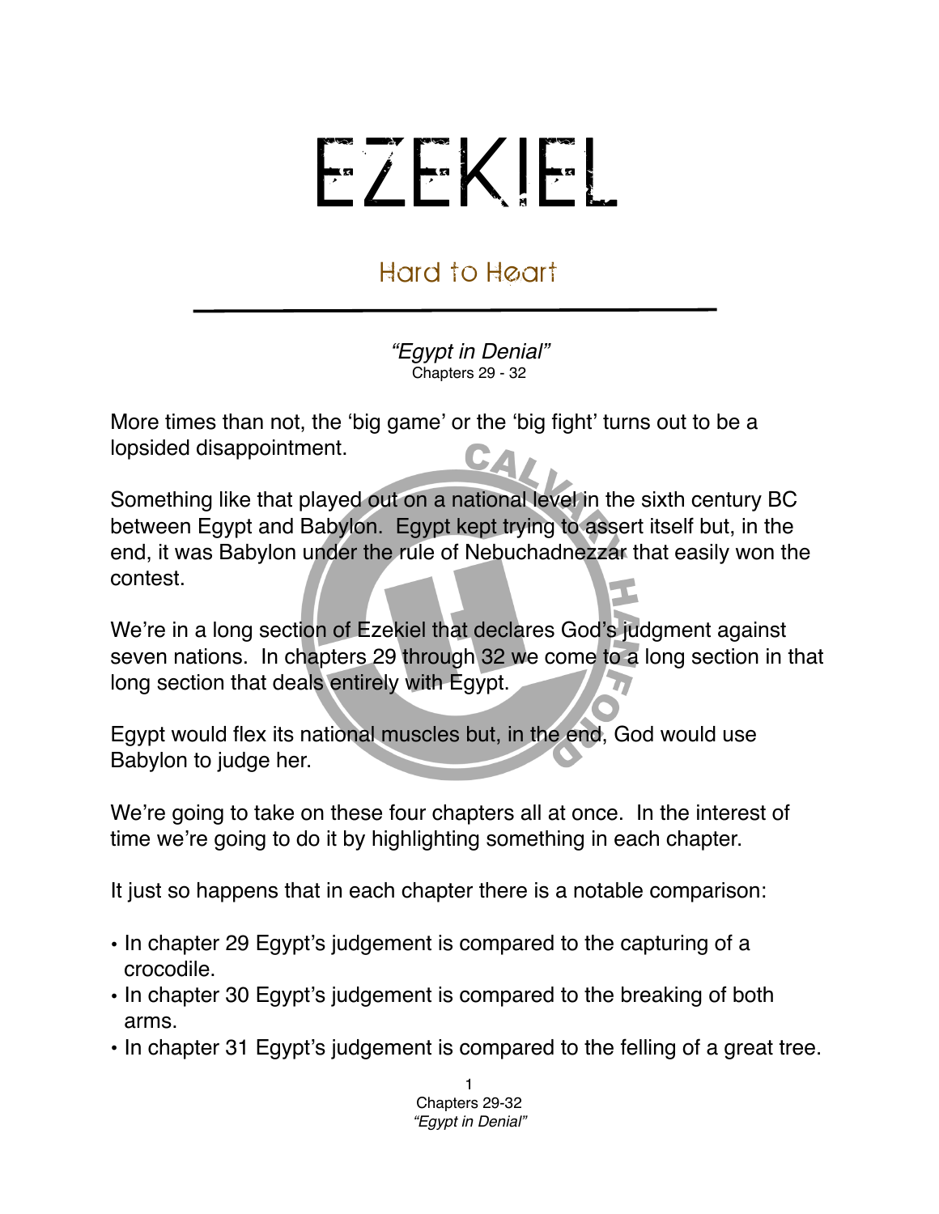# EZEKIEL

## Hard to Heart

*"Egypt in Denial"*
Chapters 29 - 32

More times than not, the 'big game' or the 'big fight' turns out to be a lopsided disappointment.

Something like that played out on a national level in the sixth century BC between Egypt and Babylon. Egypt kept trying to assert itself but, in the end, it was Babylon under the rule of Nebuchadnezzar that easily won the contest.

We're in a long section of Ezekiel that declares God's judgment against seven nations. In chapters 29 through 32 we come to a long section in that long section that deals entirely with Egypt.

Egypt would flex its national muscles but, in the end, God would use Babylon to judge her.

We're going to take on these four chapters all at once. In the interest of time we're going to do it by highlighting something in each chapter.

It just so happens that in each chapter there is a notable comparison:

- In chapter 29 Egypt's judgement is compared to the capturing of a crocodile.
- In chapter 30 Egypt's judgement is compared to the breaking of both arms.
- In chapter 31 Egypt's judgement is compared to the felling of a great tree.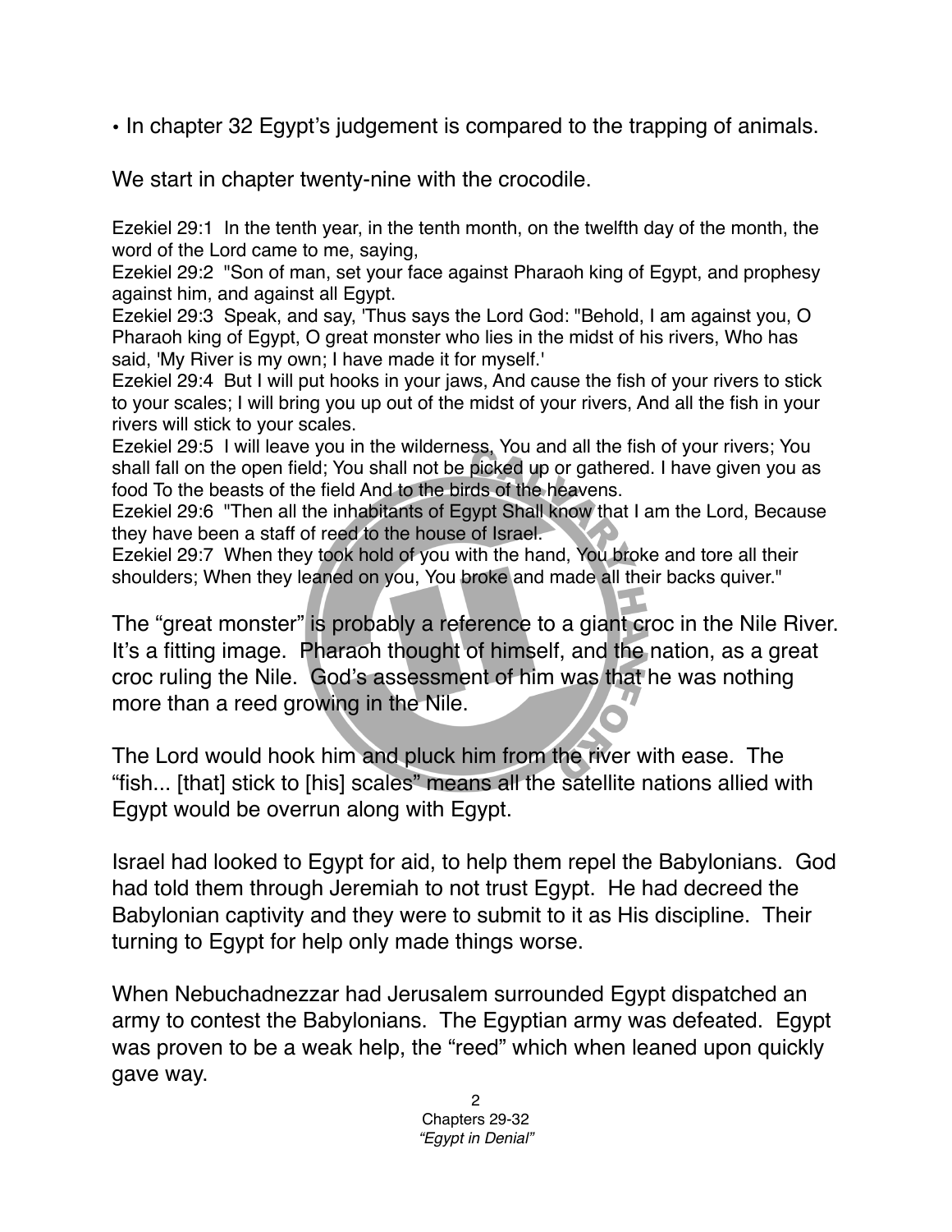- In chapter 32 Egypt's judgement is compared to the trapping of animals.

We start in chapter twenty-nine with the crocodile.

Ezekiel 29:1 In the tenth year, in the tenth month, on the twelfth day of the month, the word of the Lord came to me, saying,
Ezekiel 29:2 "Son of man, set your face against Pharaoh king of Egypt, and prophesy against him, and against all Egypt.
Ezekiel 29:3 Speak, and say, 'Thus says the Lord God: "Behold, I am against you, O Pharaoh king of Egypt, O great monster who lies in the midst of his rivers, Who has said, 'My River is my own; I have made it for myself.'
Ezekiel 29:4 But I will put hooks in your jaws, And cause the fish of your rivers to stick to your scales; I will bring you up out of the midst of your rivers, And all the fish in your rivers will stick to your scales.
Ezekiel 29:5 I will leave you in the wilderness, You and all the fish of your rivers; You shall fall on the open field; You shall not be picked up or gathered. I have given you as food To the beasts of the field And to the birds of the heavens.
Ezekiel 29:6 "Then all the inhabitants of Egypt Shall know that I am the Lord, Because they have been a staff of reed to the house of Israel.
Ezekiel 29:7 When they took hold of you with the hand, You broke and tore all their shoulders; When they leaned on you, You broke and made all their backs quiver."

The "great monster" is probably a reference to a giant croc in the Nile River. It's a fitting image. Pharaoh thought of himself, and the nation, as a great croc ruling the Nile. God's assessment of him was that he was nothing more than a reed growing in the Nile.

The Lord would hook him and pluck him from the river with ease. The "fish... [that] stick to [his] scales" means all the satellite nations allied with Egypt would be overrun along with Egypt.

Israel had looked to Egypt for aid, to help them repel the Babylonians. God had told them through Jeremiah to not trust Egypt. He had decreed the Babylonian captivity and they were to submit to it as His discipline. Their turning to Egypt for help only made things worse.

When Nebuchadnezzar had Jerusalem surrounded Egypt dispatched an army to contest the Babylonians. The Egyptian army was defeated. Egypt was proven to be a weak help, the "reed" which when leaned upon quickly gave way.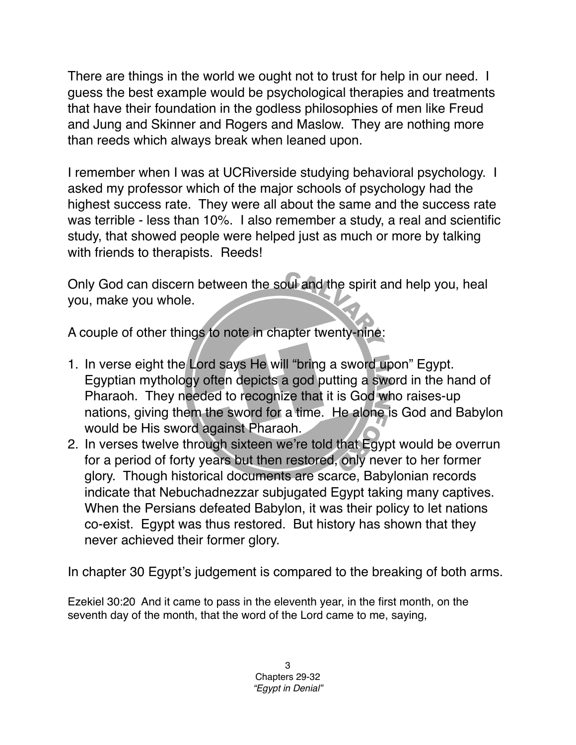There are things in the world we ought not to trust for help in our need. I guess the best example would be psychological therapies and treatments that have their foundation in the godless philosophies of men like Freud and Jung and Skinner and Rogers and Maslow. They are nothing more than reeds which always break when leaned upon.

I remember when I was at UCRiverside studying behavioral psychology. I asked my professor which of the major schools of psychology had the highest success rate. They were all about the same and the success rate was terrible - less than 10%. I also remember a study, a real and scientific study, that showed people were helped just as much or more by talking with friends to therapists. Reeds!

Only God can discern between the soul and the spirit and help you, heal you, make you whole.

A couple of other things to note in chapter twenty-nine:

1. In verse eight the Lord says He will "bring a sword upon" Egypt. Egyptian mythology often depicts a god putting a sword in the hand of Pharaoh. They needed to recognize that it is God who raises-up nations, giving them the sword for a time. He alone is God and Babylon would be His sword against Pharaoh.
2. In verses twelve through sixteen we're told that Egypt would be overrun for a period of forty years but then restored, only never to her former glory. Though historical documents are scarce, Babylonian records indicate that Nebuchadnezzar subjugated Egypt taking many captives. When the Persians defeated Babylon, it was their policy to let nations co-exist. Egypt was thus restored. But history has shown that they never achieved their former glory.

In chapter 30 Egypt's judgement is compared to the breaking of both arms.

Ezekiel 30:20 And it came to pass in the eleventh year, in the first month, on the seventh day of the month, that the word of the Lord came to me, saying,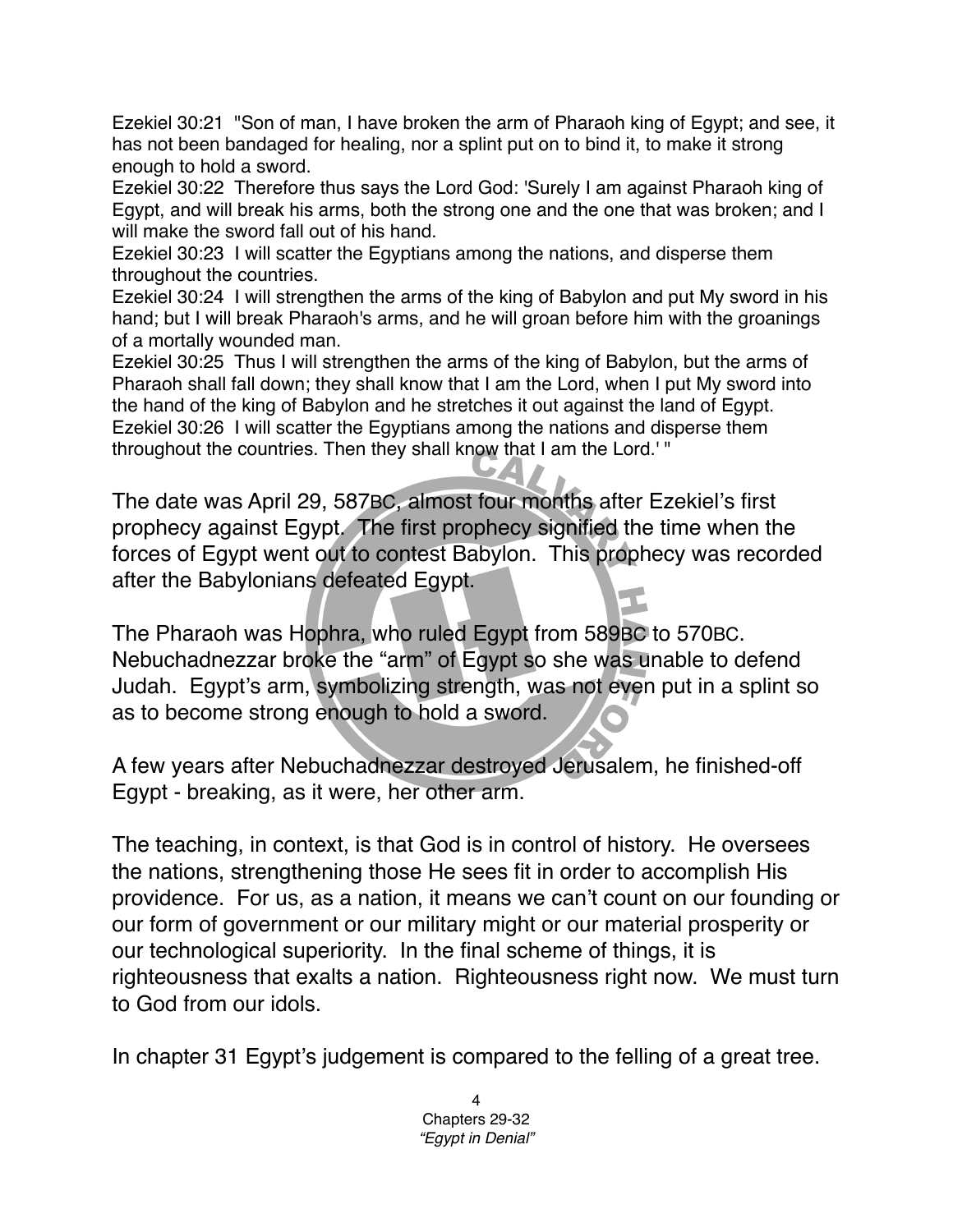Ezekiel 30:21 "Son of man, I have broken the arm of Pharaoh king of Egypt; and see, it has not been bandaged for healing, nor a splint put on to bind it, to make it strong enough to hold a sword.
Ezekiel 30:22 Therefore thus says the Lord God: 'Surely I am against Pharaoh king of Egypt, and will break his arms, both the strong one and the one that was broken; and I will make the sword fall out of his hand.
Ezekiel 30:23 I will scatter the Egyptians among the nations, and disperse them throughout the countries.
Ezekiel 30:24 I will strengthen the arms of the king of Babylon and put My sword in his hand; but I will break Pharaoh's arms, and he will groan before him with the groanings of a mortally wounded man.
Ezekiel 30:25 Thus I will strengthen the arms of the king of Babylon, but the arms of Pharaoh shall fall down; they shall know that I am the Lord, when I put My sword into the hand of the king of Babylon and he stretches it out against the land of Egypt.
Ezekiel 30:26 I will scatter the Egyptians among the nations and disperse them throughout the countries. Then they shall know that I am the Lord.' "

The date was April 29, 587BC, almost four months after Ezekiel's first prophecy against Egypt. The first prophecy signified the time when the forces of Egypt went out to contest Babylon. This prophecy was recorded after the Babylonians defeated Egypt.

The Pharaoh was Hophra, who ruled Egypt from 589BC to 570BC. Nebuchadnezzar broke the "arm" of Egypt so she was unable to defend Judah. Egypt's arm, symbolizing strength, was not even put in a splint so as to become strong enough to hold a sword.

A few years after Nebuchadnezzar destroyed Jerusalem, he finished-off Egypt - breaking, as it were, her other arm.

The teaching, in context, is that God is in control of history. He oversees the nations, strengthening those He sees fit in order to accomplish His providence. For us, as a nation, it means we can't count on our founding or our form of government or our military might or our material prosperity or our technological superiority. In the final scheme of things, it is righteousness that exalts a nation. Righteousness right now. We must turn to God from our idols.

In chapter 31 Egypt's judgement is compared to the felling of a great tree.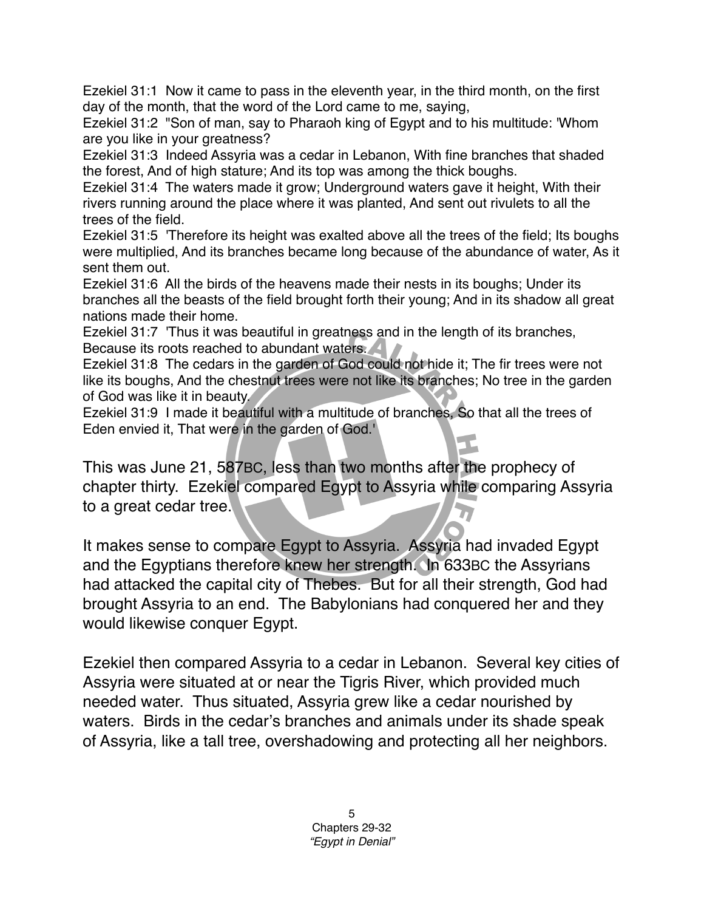Ezekiel 31:1 Now it came to pass in the eleventh year, in the third month, on the first day of the month, that the word of the Lord came to me, saying,
Ezekiel 31:2 "Son of man, say to Pharaoh king of Egypt and to his multitude: 'Whom are you like in your greatness?
Ezekiel 31:3 Indeed Assyria was a cedar in Lebanon, With fine branches that shaded the forest, And of high stature; And its top was among the thick boughs.
Ezekiel 31:4 The waters made it grow; Underground waters gave it height, With their rivers running around the place where it was planted, And sent out rivulets to all the trees of the field.
Ezekiel 31:5 'Therefore its height was exalted above all the trees of the field; Its boughs were multiplied, And its branches became long because of the abundance of water, As it sent them out.
Ezekiel 31:6 All the birds of the heavens made their nests in its boughs; Under its branches all the beasts of the field brought forth their young; And in its shadow all great nations made their home.
Ezekiel 31:7 'Thus it was beautiful in greatness and in the length of its branches, Because its roots reached to abundant waters.
Ezekiel 31:8 The cedars in the garden of God could not hide it; The fir trees were not like its boughs, And the chestnut trees were not like its branches; No tree in the garden of God was like it in beauty.
Ezekiel 31:9 I made it beautiful with a multitude of branches, So that all the trees of Eden envied it, That were in the garden of God.'

This was June 21, 587BC, less than two months after the prophecy of chapter thirty. Ezekiel compared Egypt to Assyria while comparing Assyria to a great cedar tree.

It makes sense to compare Egypt to Assyria. Assyria had invaded Egypt and the Egyptians therefore knew her strength. In 633BC the Assyrians had attacked the capital city of Thebes. But for all their strength, God had brought Assyria to an end. The Babylonians had conquered her and they would likewise conquer Egypt.

Ezekiel then compared Assyria to a cedar in Lebanon. Several key cities of Assyria were situated at or near the Tigris River, which provided much needed water. Thus situated, Assyria grew like a cedar nourished by waters. Birds in the cedar's branches and animals under its shade speak of Assyria, like a tall tree, overshadowing and protecting all her neighbors.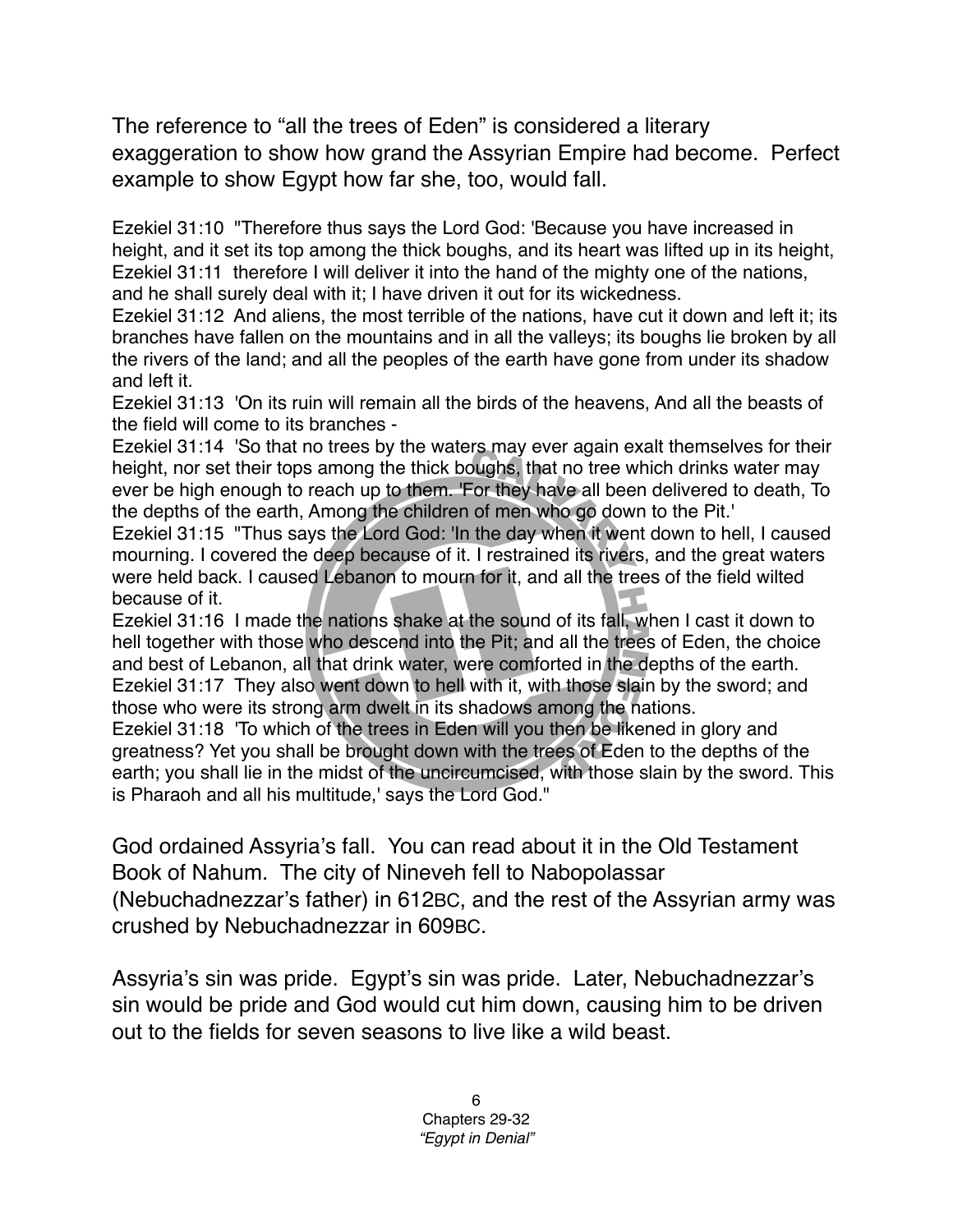The reference to "all the trees of Eden" is considered a literary exaggeration to show how grand the Assyrian Empire had become. Perfect example to show Egypt how far she, too, would fall.

Ezekiel 31:10 "Therefore thus says the Lord God: 'Because you have increased in height, and it set its top among the thick boughs, and its heart was lifted up in its height,
Ezekiel 31:11 therefore I will deliver it into the hand of the mighty one of the nations, and he shall surely deal with it; I have driven it out for its wickedness.
Ezekiel 31:12 And aliens, the most terrible of the nations, have cut it down and left it; its branches have fallen on the mountains and in all the valleys; its boughs lie broken by all the rivers of the land; and all the peoples of the earth have gone from under its shadow and left it.
Ezekiel 31:13 'On its ruin will remain all the birds of the heavens, And all the beasts of the field will come to its branches -
Ezekiel 31:14 'So that no trees by the waters may ever again exalt themselves for their height, nor set their tops among the thick boughs, that no tree which drinks water may ever be high enough to reach up to them. 'For they have all been delivered to death, To the depths of the earth, Among the children of men who go down to the Pit.'
Ezekiel 31:15 "Thus says the Lord God: 'In the day when it went down to hell, I caused mourning. I covered the deep because of it. I restrained its rivers, and the great waters were held back. I caused Lebanon to mourn for it, and all the trees of the field wilted because of it.
Ezekiel 31:16 I made the nations shake at the sound of its fall, when I cast it down to hell together with those who descend into the Pit; and all the trees of Eden, the choice and best of Lebanon, all that drink water, were comforted in the depths of the earth.
Ezekiel 31:17 They also went down to hell with it, with those slain by the sword; and those who were its strong arm dwelt in its shadows among the nations.
Ezekiel 31:18 'To which of the trees in Eden will you then be likened in glory and greatness? Yet you shall be brought down with the trees of Eden to the depths of the earth; you shall lie in the midst of the uncircumcised, with those slain by the sword. This is Pharaoh and all his multitude,' says the Lord God."

God ordained Assyria's fall. You can read about it in the Old Testament Book of Nahum. The city of Nineveh fell to Nabopolassar (Nebuchadnezzar's father) in 612BC, and the rest of the Assyrian army was crushed by Nebuchadnezzar in 609BC.

Assyria's sin was pride. Egypt's sin was pride. Later, Nebuchadnezzar's sin would be pride and God would cut him down, causing him to be driven out to the fields for seven seasons to live like a wild beast.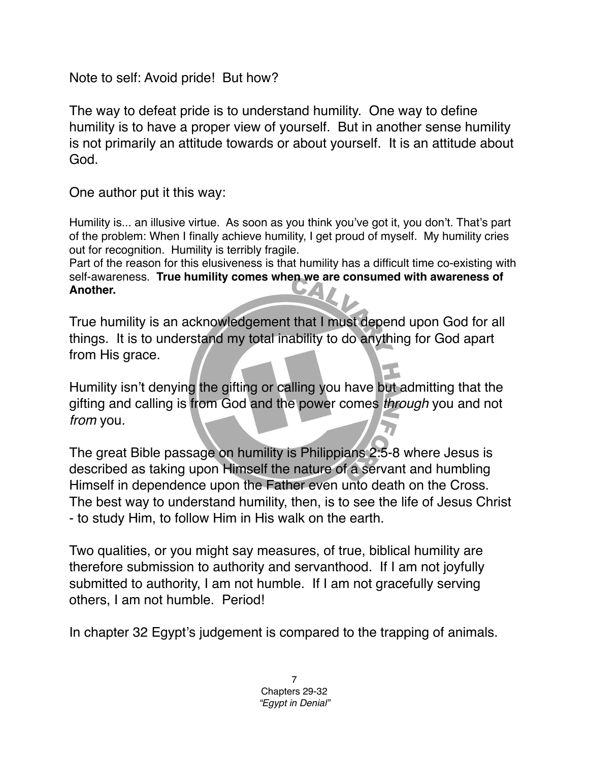Note to self: Avoid pride! But how?

The way to defeat pride is to understand humility. One way to define humility is to have a proper view of yourself. But in another sense humility is not primarily an attitude towards or about yourself. It is an attitude about God.

One author put it this way:

> Humility is... an illusive virtue. As soon as you think you've got it, you don't. That's part of the problem: When I finally achieve humility, I get proud of myself. My humility cries out for recognition. Humility is terribly fragile.
> Part of the reason for this elusiveness is that humility has a difficult time co-existing with self-awareness. **True humility comes when we are consumed with awareness of Another.**

True humility is an acknowledgement that I must depend upon God for all things. It is to understand my total inability to do anything for God apart from His grace.

Humility isn't denying the gifting or calling you have but admitting that the gifting and calling is from God and the power comes *through* you and not *from* you.

The great Bible passage on humility is Philippians 2:5-8 where Jesus is described as taking upon Himself the nature of a servant and humbling Himself in dependence upon the Father even unto death on the Cross. The best way to understand humility, then, is to see the life of Jesus Christ - to study Him, to follow Him in His walk on the earth.

Two qualities, or you might say measures, of true, biblical humility are therefore submission to authority and servanthood. If I am not joyfully submitted to authority, I am not humble. If I am not gracefully serving others, I am not humble. Period!

In chapter 32 Egypt's judgement is compared to the trapping of animals.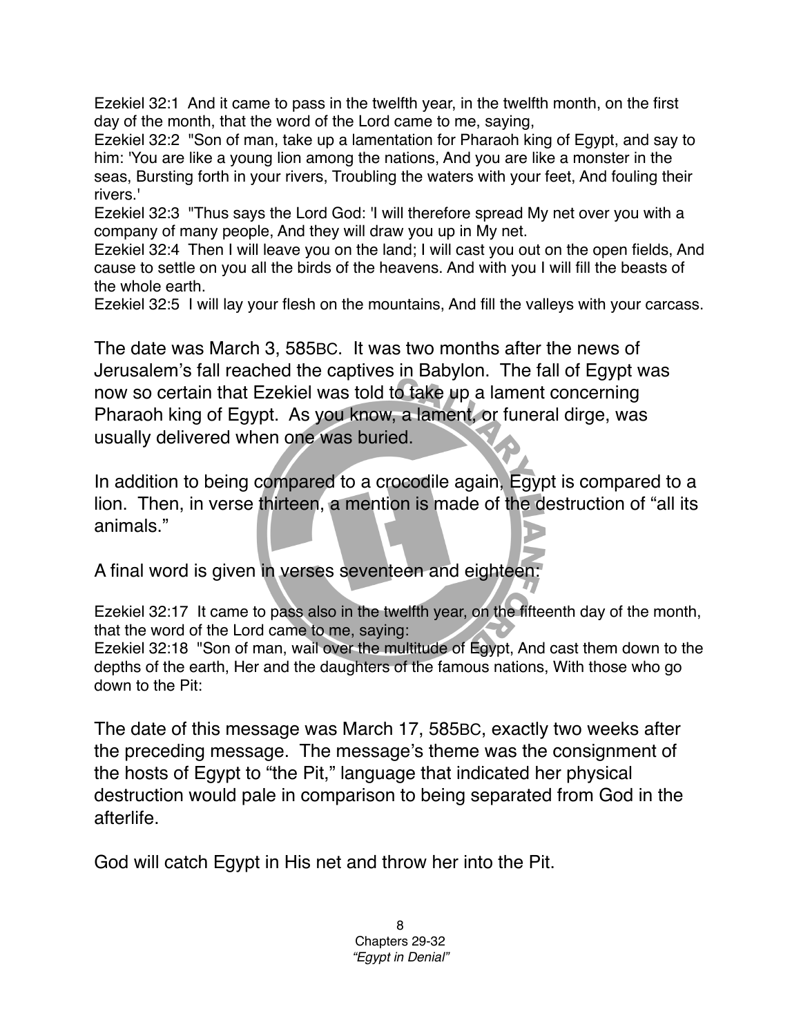Ezekiel 32:1 And it came to pass in the twelfth year, in the twelfth month, on the first day of the month, that the word of the Lord came to me, saying,
Ezekiel 32:2 "Son of man, take up a lamentation for Pharaoh king of Egypt, and say to him: 'You are like a young lion among the nations, And you are like a monster in the seas, Bursting forth in your rivers, Troubling the waters with your feet, And fouling their rivers.'
Ezekiel 32:3 "Thus says the Lord God: 'I will therefore spread My net over you with a company of many people, And they will draw you up in My net.
Ezekiel 32:4 Then I will leave you on the land; I will cast you out on the open fields, And cause to settle on you all the birds of the heavens. And with you I will fill the beasts of the whole earth.
Ezekiel 32:5 I will lay your flesh on the mountains, And fill the valleys with your carcass.

The date was March 3, 585BC. It was two months after the news of Jerusalem's fall reached the captives in Babylon. The fall of Egypt was now so certain that Ezekiel was told to take up a lament concerning Pharaoh king of Egypt. As you know, a lament, or funeral dirge, was usually delivered when one was buried.

In addition to being compared to a crocodile again, Egypt is compared to a lion. Then, in verse thirteen, a mention is made of the destruction of "all its animals."

A final word is given in verses seventeen and eighteen:

Ezekiel 32:17 It came to pass also in the twelfth year, on the fifteenth day of the month, that the word of the Lord came to me, saying:
Ezekiel 32:18 "Son of man, wail over the multitude of Egypt, And cast them down to the depths of the earth, Her and the daughters of the famous nations, With those who go down to the Pit:

The date of this message was March 17, 585BC, exactly two weeks after the preceding message. The message's theme was the consignment of the hosts of Egypt to "the Pit," language that indicated her physical destruction would pale in comparison to being separated from God in the afterlife.

God will catch Egypt in His net and throw her into the Pit.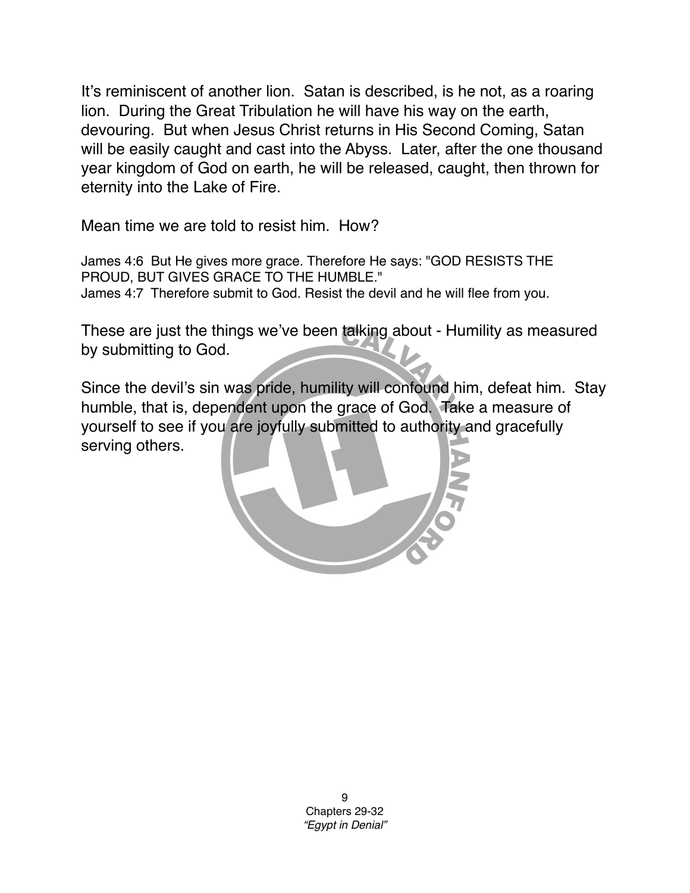It's reminiscent of another lion. Satan is described, is he not, as a roaring lion. During the Great Tribulation he will have his way on the earth, devouring. But when Jesus Christ returns in His Second Coming, Satan will be easily caught and cast into the Abyss. Later, after the one thousand year kingdom of God on earth, he will be released, caught, then thrown for eternity into the Lake of Fire.

Mean time we are told to resist him. How?

James 4:6 But He gives more grace. Therefore He says: "GOD RESISTS THE PROUD, BUT GIVES GRACE TO THE HUMBLE."
James 4:7 Therefore submit to God. Resist the devil and he will flee from you.

These are just the things we've been talking about - Humility as measured by submitting to God.

Since the devil's sin was pride, humility will confound him, defeat him. Stay humble, that is, dependent upon the grace of God. Take a measure of yourself to see if you are joyfully submitted to authority and gracefully serving others.